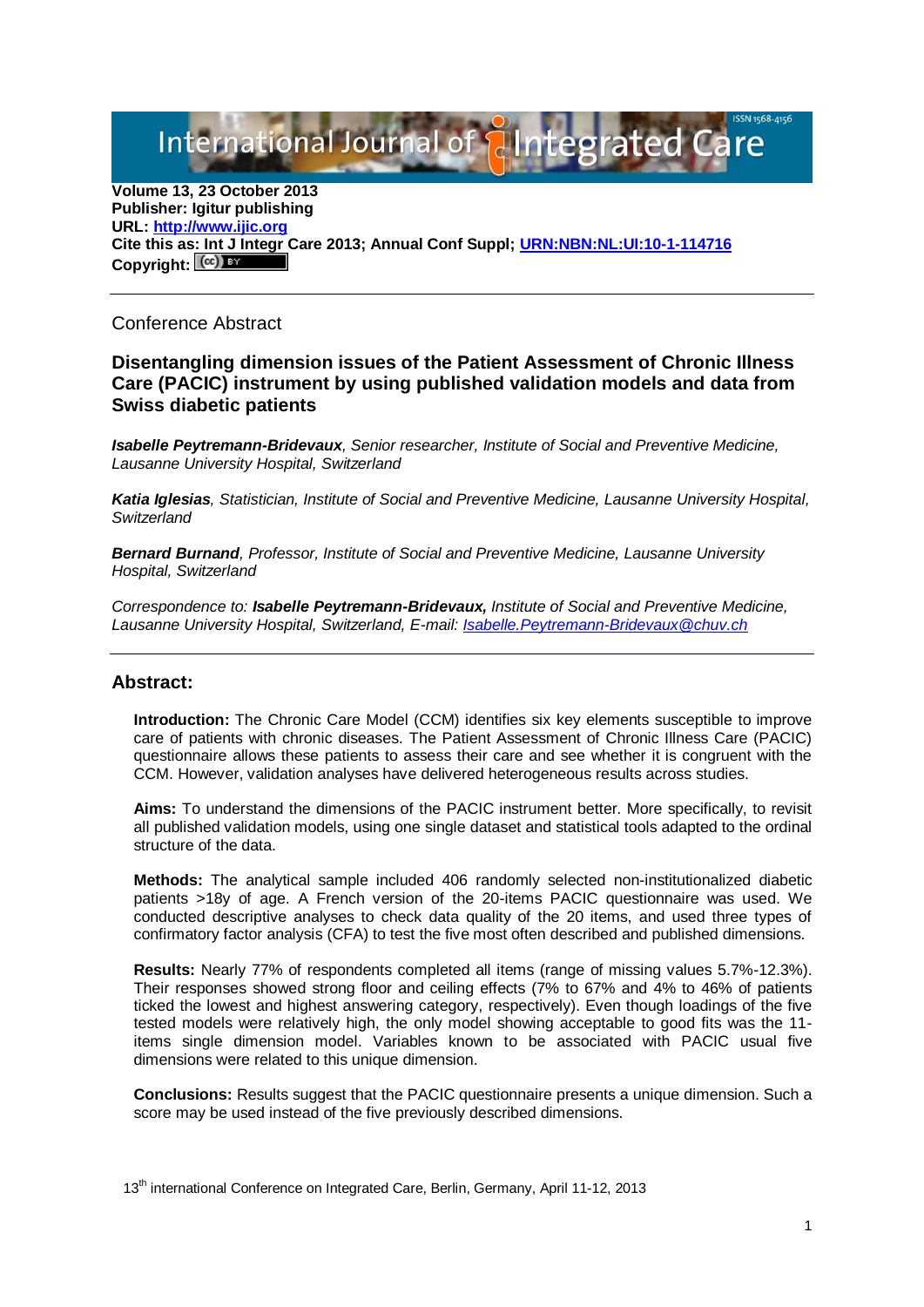Volume 13, 23 October 2013
**Publisher: Igitur publishing**
**URL: http://www.ijic.org**
**Cite this as: Int J Integr Care 2013; Annual Conf Suppl; URN:NBN:NL:UI:10-1-114716**
**Copyright:**

Conference Abstract

# Disentangling dimension issues of the Patient Assessment of Chronic Illness Care (PACIC) instrument by using published validation models and data from Swiss diabetic patients

***Isabelle Peytremann-Bridevaux**, Senior researcher, Institute of Social and Preventive Medicine, Lausanne University Hospital, Switzerland*

***Katia Iglesias**, Statistician, Institute of Social and Preventive Medicine, Lausanne University Hospital, Switzerland*

***Bernard Burnand**, Professor, Institute of Social and Preventive Medicine, Lausanne University Hospital, Switzerland*

*Correspondence to: **Isabelle Peytremann-Bridevaux,** Institute of Social and Preventive Medicine, Lausanne University Hospital, Switzerland, E-mail: Isabelle.Peytremann-Bridevaux@chuv.ch*

## Abstract:

**Introduction:** The Chronic Care Model (CCM) identifies six key elements susceptible to improve care of patients with chronic diseases. The Patient Assessment of Chronic Illness Care (PACIC) questionnaire allows these patients to assess their care and see whether it is congruent with the CCM. However, validation analyses have delivered heterogeneous results across studies.

**Aims:** To understand the dimensions of the PACIC instrument better. More specifically, to revisit all published validation models, using one single dataset and statistical tools adapted to the ordinal structure of the data.

**Methods:** The analytical sample included 406 randomly selected non-institutionalized diabetic patients >18y of age. A French version of the 20-items PACIC questionnaire was used. We conducted descriptive analyses to check data quality of the 20 items, and used three types of confirmatory factor analysis (CFA) to test the five most often described and published dimensions.

**Results:** Nearly 77% of respondents completed all items (range of missing values 5.7%-12.3%). Their responses showed strong floor and ceiling effects (7% to 67% and 4% to 46% of patients ticked the lowest and highest answering category, respectively). Even though loadings of the five tested models were relatively high, the only model showing acceptable to good fits was the 11-items single dimension model. Variables known to be associated with PACIC usual five dimensions were related to this unique dimension.

**Conclusions:** Results suggest that the PACIC questionnaire presents a unique dimension. Such a score may be used instead of the five previously described dimensions.

13th international Conference on Integrated Care, Berlin, Germany, April 11-12, 2013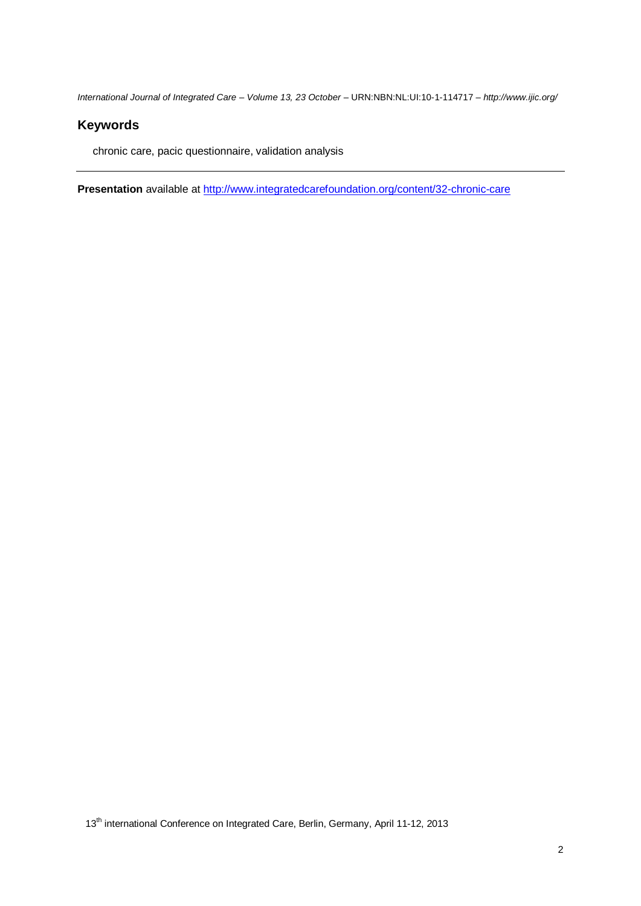## Keywords

chronic care, pacic questionnaire, validation analysis

---

**Presentation** available at [http://www.integratedcarefoundation.org/content/32-chronic-care](http://www.integratedcarefoundation.org/content/32-chronic-care)